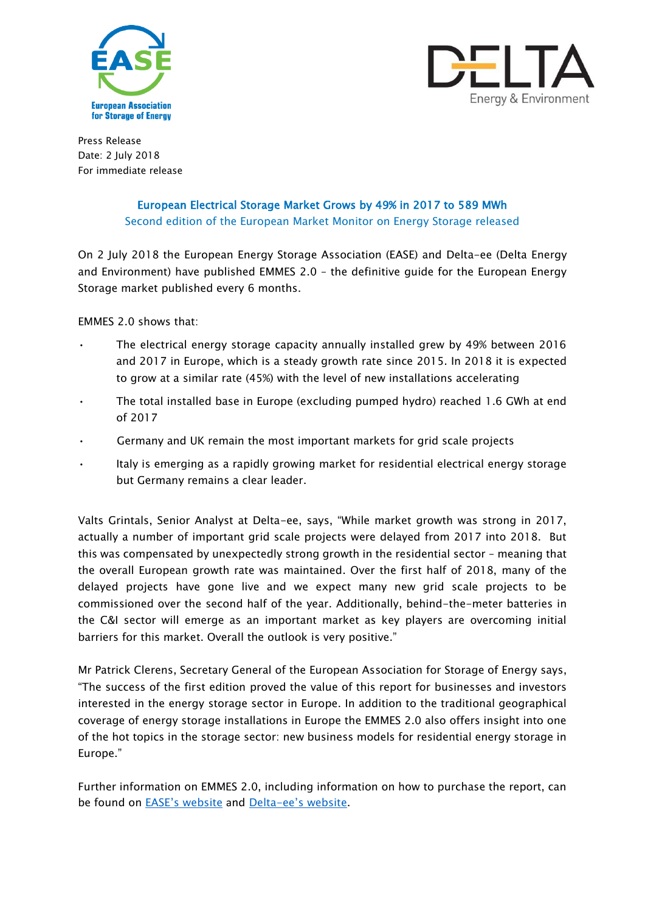European Association for Storage of Energy

Press Release
Date: 2 July 2018
For immediate release

## European Electrical Storage Market Grows by 49% in 2017 to 589 MWh

### Second edition of the European Market Monitor on Energy Storage released

On 2 July 2018 the European Energy Storage Association (EASE) and Delta-ee (Delta Energy and Environment) have published EMMES 2.0 – the definitive guide for the European Energy Storage market published every 6 months.

EMMES 2.0 shows that:

- The electrical energy storage capacity annually installed grew by 49% between 2016 and 2017 in Europe, which is a steady growth rate since 2015. In 2018 it is expected to grow at a similar rate (45%) with the level of new installations accelerating
- The total installed base in Europe (excluding pumped hydro) reached 1.6 GWh at end of 2017
- Germany and UK remain the most important markets for grid scale projects
- Italy is emerging as a rapidly growing market for residential electrical energy storage but Germany remains a clear leader.

Valts Grintals, Senior Analyst at Delta-ee, says, "While market growth was strong in 2017, actually a number of important grid scale projects were delayed from 2017 into 2018. But this was compensated by unexpectedly strong growth in the residential sector – meaning that the overall European growth rate was maintained. Over the first half of 2018, many of the delayed projects have gone live and we expect many new grid scale projects to be commissioned over the second half of the year. Additionally, behind-the-meter batteries in the C&I sector will emerge as an important market as key players are overcoming initial barriers for this market. Overall the outlook is very positive."

Mr Patrick Clerens, Secretary General of the European Association for Storage of Energy says, "The success of the first edition proved the value of this report for businesses and investors interested in the energy storage sector in Europe. In addition to the traditional geographical coverage of energy storage installations in Europe the EMMES 2.0 also offers insight into one of the hot topics in the storage sector: new business models for residential energy storage in Europe."

Further information on EMMES 2.0, including information on how to purchase the report, can be found on EASE's website and Delta-ee's website.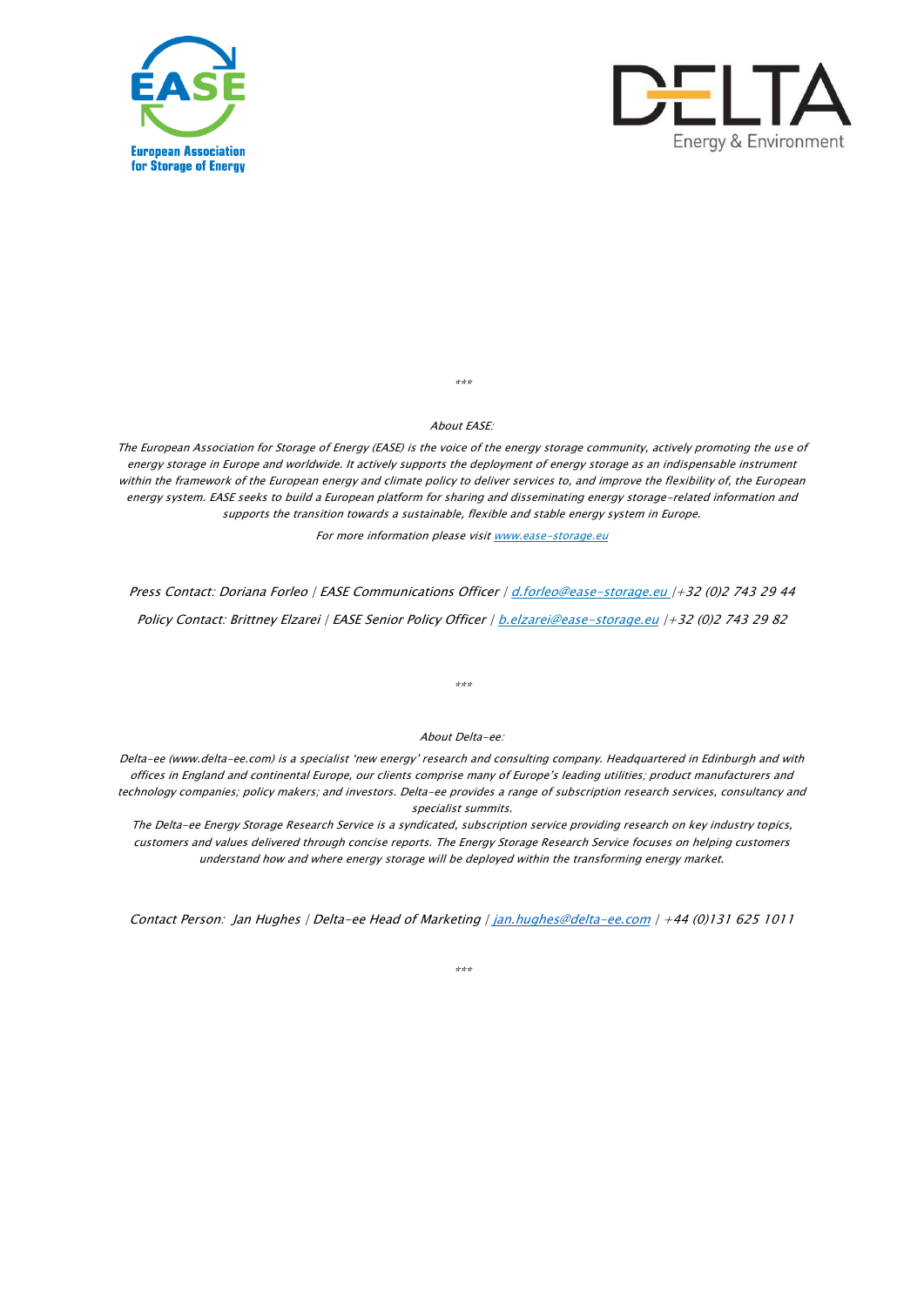\*\*\*

*About EASE:*

*The European Association for Storage of Energy (EASE) is the voice of the energy storage community, actively promoting the use of energy storage in Europe and worldwide. It actively supports the deployment of energy storage as an indispensable instrument within the framework of the European energy and climate policy to deliver services to, and improve the flexibility of, the European energy system. EASE seeks to build a European platform for sharing and disseminating energy storage-related information and supports the transition towards a sustainable, flexible and stable energy system in Europe.*

*For more information please visit [www.ease-storage.eu](http://www.ease-storage.eu)*

*Press Contact: Doriana Forleo | EASE Communications Officer | [d.forleo@ease-storage.eu](mailto:d.forleo@ease-storage.eu) |+32 (0)2 743 29 44*

*Policy Contact: Brittney Elzarei | EASE Senior Policy Officer | [b.elzarei@ease-storage.eu](mailto:b.elzarei@ease-storage.eu) |+32 (0)2 743 29 82*

\*\*\*

*About Delta-ee:*

*Delta-ee (www.delta-ee.com) is a specialist 'new energy' research and consulting company. Headquartered in Edinburgh and with offices in England and continental Europe, our clients comprise many of Europe's leading utilities; product manufacturers and technology companies; policy makers; and investors. Delta-ee provides a range of subscription research services, consultancy and specialist summits.*

*The Delta-ee Energy Storage Research Service is a syndicated, subscription service providing research on key industry topics, customers and values delivered through concise reports. The Energy Storage Research Service focuses on helping customers understand how and where energy storage will be deployed within the transforming energy market.*

*Contact Person: Jan Hughes | Delta-ee Head of Marketing | [jan.hughes@delta-ee.com](mailto:jan.hughes@delta-ee.com) | +44 (0)131 625 1011*

\*\*\*